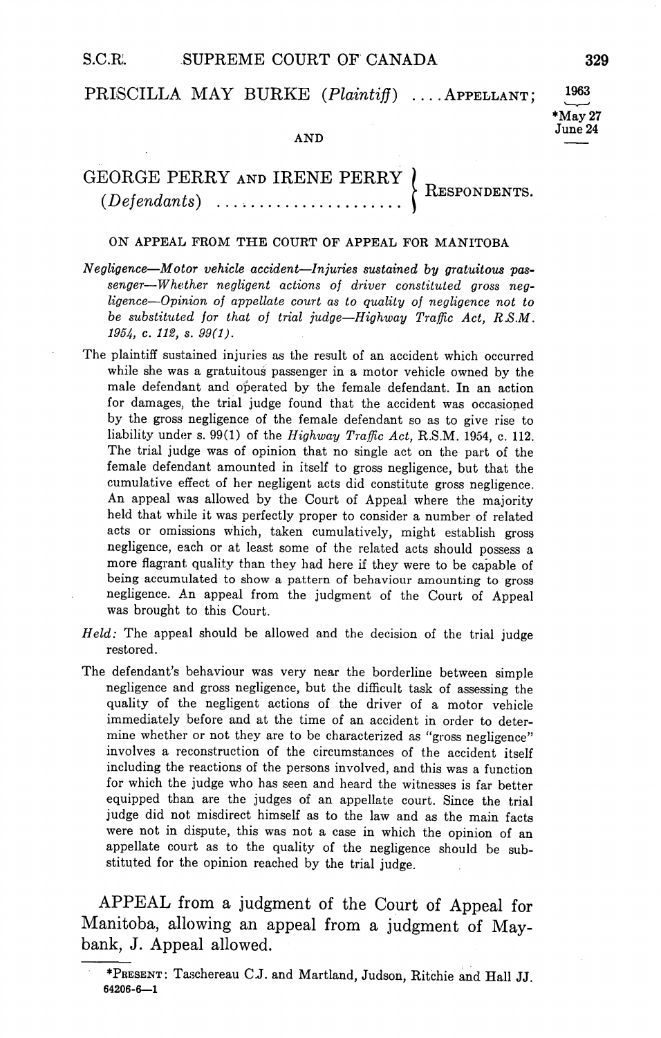PRISCILLA MAY BURKE (*Plaintiff*) ....APPELLANT;

1963

*May 27
June 24

AND

GEORGE PERRY AND IRENE PERRY (*Defendants*) ........................ RESPONDENTS.

ON APPEAL FROM THE COURT OF APPEAL FOR MANITOBA

*Negligence—Motor vehicle accident—Injuries sustained by gratuitous passenger—Whether negligent actions of driver constituted gross negligence—Opinion of appellate court as to quality of negligence not to be substituted for that of trial judge—Highway Traffic Act, R.S.M. 1954, c. 112, s. 99(1).*

The plaintiff sustained injuries as the result of an accident which occurred while she was a gratuitous passenger in a motor vehicle owned by the male defendant and operated by the female defendant. In an action for damages, the trial judge found that the accident was occasioned by the gross negligence of the female defendant so as to give rise to liability under s. 99(1) of the *Highway Traffic Act*, R.S.M. 1954, c. 112. The trial judge was of opinion that no single act on the part of the female defendant amounted in itself to gross negligence, but that the cumulative effect of her negligent acts did constitute gross negligence. An appeal was allowed by the Court of Appeal where the majority held that while it was perfectly proper to consider a number of related acts or omissions which, taken cumulatively, might establish gross negligence, each or at least some of the related acts should possess a more flagrant quality than they had here if they were to be capable of being accumulated to show a pattern of behaviour amounting to gross negligence. An appeal from the judgment of the Court of Appeal was brought to this Court.

*Held:* The appeal should be allowed and the decision of the trial judge restored.

The defendant's behaviour was very near the borderline between simple negligence and gross negligence, but the difficult task of assessing the quality of the negligent actions of the driver of a motor vehicle immediately before and at the time of an accident in order to determine whether or not they are to be characterized as "gross negligence" involves a reconstruction of the circumstances of the accident itself including the reactions of the persons involved, and this was a function for which the judge who has seen and heard the witnesses is far better equipped than are the judges of an appellate court. Since the trial judge did not misdirect himself as to the law and as the main facts were not in dispute, this was not a case in which the opinion of an appellate court as to the quality of the negligence should be substituted for the opinion reached by the trial judge.

APPEAL from a judgment of the Court of Appeal for Manitoba, allowing an appeal from a judgment of Maybank, J. Appeal allowed.

---

*PRESENT: Taschereau C.J. and Martland, Judson, Ritchie and Hall JJ.

64206-6—1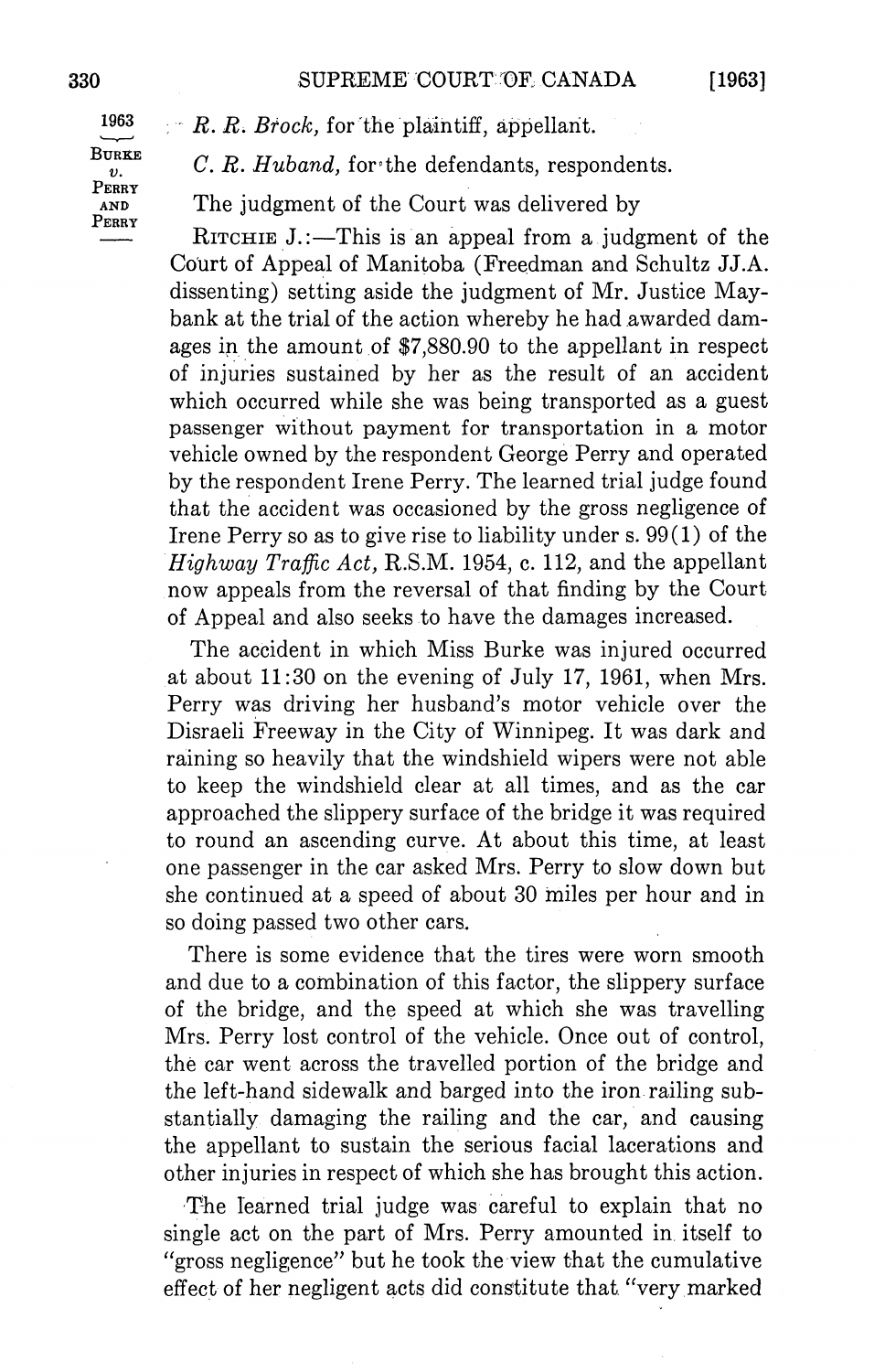1963

BURKE
v.
PERRY
AND
PERRY

*R. R. Brock*, for the plaintiff, appellant.

*C. R. Huband*, for the defendants, respondents.

The judgment of the Court was delivered by

RITCHIE J.:—This is an appeal from a judgment of the Court of Appeal of Manitoba (Freedman and Schultz JJ.A. dissenting) setting aside the judgment of Mr. Justice Maybank at the trial of the action whereby he had awarded damages in the amount of $7,880.90 to the appellant in respect of injuries sustained by her as the result of an accident which occurred while she was being transported as a guest passenger without payment for transportation in a motor vehicle owned by the respondent George Perry and operated by the respondent Irene Perry. The learned trial judge found that the accident was occasioned by the gross negligence of Irene Perry so as to give rise to liability under s. 99(1) of the *Highway Traffic Act*, R.S.M. 1954, c. 112, and the appellant now appeals from the reversal of that finding by the Court of Appeal and also seeks to have the damages increased.

The accident in which Miss Burke was injured occurred at about 11:30 on the evening of July 17, 1961, when Mrs. Perry was driving her husband's motor vehicle over the Disraeli Freeway in the City of Winnipeg. It was dark and raining so heavily that the windshield wipers were not able to keep the windshield clear at all times, and as the car approached the slippery surface of the bridge it was required to round an ascending curve. At about this time, at least one passenger in the car asked Mrs. Perry to slow down but she continued at a speed of about 30 miles per hour and in so doing passed two other cars.

There is some evidence that the tires were worn smooth and due to a combination of this factor, the slippery surface of the bridge, and the speed at which she was travelling Mrs. Perry lost control of the vehicle. Once out of control, the car went across the travelled portion of the bridge and the left-hand sidewalk and barged into the iron railing substantially damaging the railing and the car, and causing the appellant to sustain the serious facial lacerations and other injuries in respect of which she has brought this action.

The learned trial judge was careful to explain that no single act on the part of Mrs. Perry amounted in itself to "gross negligence" but he took the view that the cumulative effect of her negligent acts did constitute that "very marked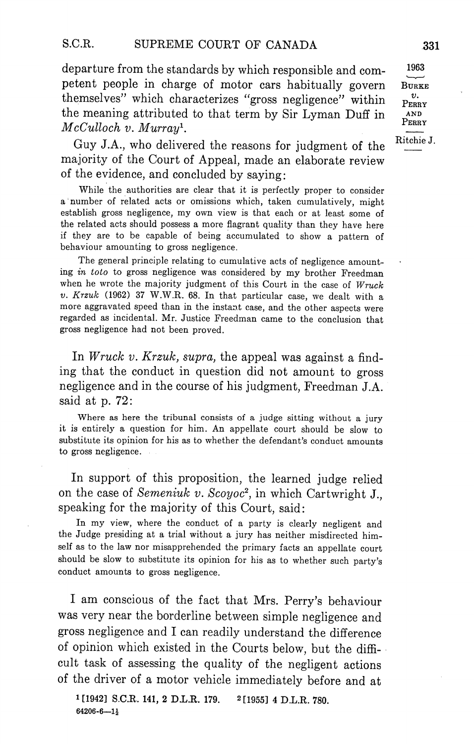departure from the standards by which responsible and competent people in charge of motor cars habitually govern themselves" which characterizes "gross negligence" within the meaning attributed to that term by Sir Lyman Duff in *McCulloch v. Murray*[1].

Guy J.A., who delivered the reasons for judgment of the majority of the Court of Appeal, made an elaborate review of the evidence, and concluded by saying:

> While the authorities are clear that it is perfectly proper to consider a number of related acts or omissions which, taken cumulatively, might establish gross negligence, my own view is that each or at least some of the related acts should possess a more flagrant quality than they have here if they are to be capable of being accumulated to show a pattern of behaviour amounting to gross negligence.
>
> The general principle relating to cumulative acts of negligence amounting *in toto* to gross negligence was considered by my brother Freedman when he wrote the majority judgment of this Court in the case of *Wruck v. Krzuk* (1962) 37 W.W.R. 68. In that particular case, we dealt with a more aggravated speed than in the instant case, and the other aspects were regarded as incidental. Mr. Justice Freedman came to the conclusion that gross negligence had not been proved.

In *Wruck v. Krzuk, supra,* the appeal was against a finding that the conduct in question did not amount to gross negligence and in the course of his judgment, Freedman J.A. said at p. 72:

> Where as here the tribunal consists of a judge sitting without a jury it is entirely a question for him. An appellate court should be slow to substitute its opinion for his as to whether the defendant's conduct amounts to gross negligence.

In support of this proposition, the learned judge relied on the case of *Semeniuk v. Scoyoc*[2], in which Cartwright J., speaking for the majority of this Court, said:

> In my view, where the conduct of a party is clearly negligent and the Judge presiding at a trial without a jury has neither misdirected himself as to the law nor misapprehended the primary facts an appellate court should be slow to substitute its opinion for his as to whether such party's conduct amounts to gross negligence.

I am conscious of the fact that Mrs. Perry's behaviour was very near the borderline between simple negligence and gross negligence and I can readily understand the difference of opinion which existed in the Courts below, but the difficult task of assessing the quality of the negligent actions of the driver of a motor vehicle immediately before and at

[1] [1942] S.C.R. 141, 2 D.L.R. 179. [2] [1955] 4 D.L.R. 780.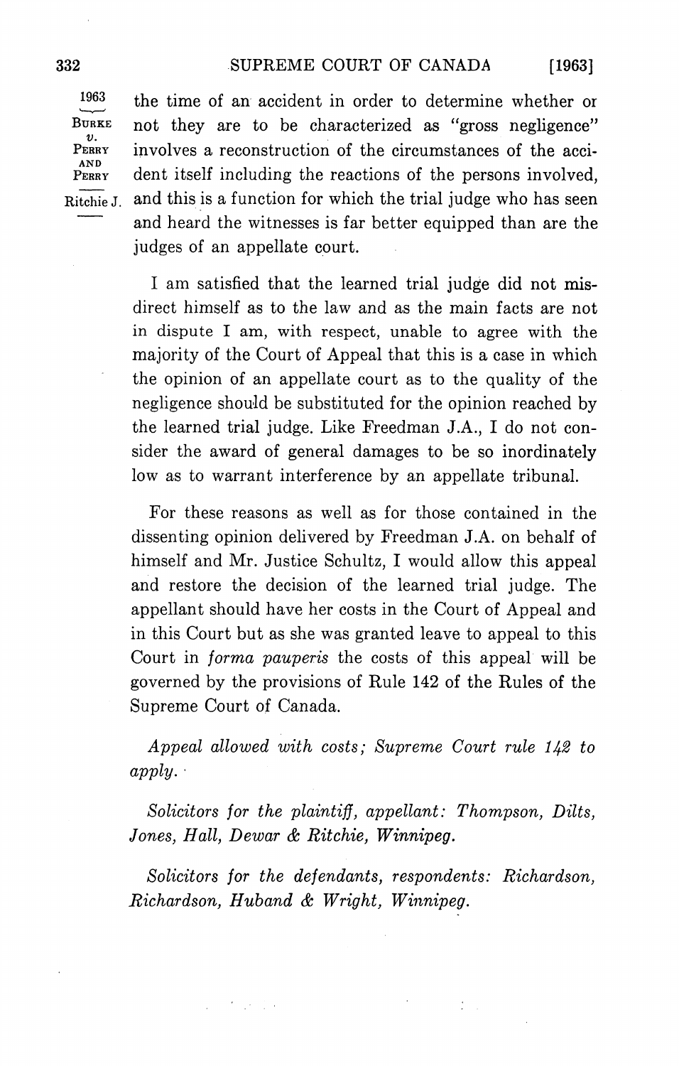the time of an accident in order to determine whether or not they are to be characterized as "gross negligence" involves a reconstruction of the circumstances of the accident itself including the reactions of the persons involved, and this is a function for which the trial judge who has seen and heard the witnesses is far better equipped than are the judges of an appellate court.

I am satisfied that the learned trial judge did not misdirect himself as to the law and as the main facts are not in dispute I am, with respect, unable to agree with the majority of the Court of Appeal that this is a case in which the opinion of an appellate court as to the quality of the negligence should be substituted for the opinion reached by the learned trial judge. Like Freedman J.A., I do not consider the award of general damages to be so inordinately low as to warrant interference by an appellate tribunal.

For these reasons as well as for those contained in the dissenting opinion delivered by Freedman J.A. on behalf of himself and Mr. Justice Schultz, I would allow this appeal and restore the decision of the learned trial judge. The appellant should have her costs in the Court of Appeal and in this Court but as she was granted leave to appeal to this Court in *forma pauperis* the costs of this appeal will be governed by the provisions of Rule 142 of the Rules of the Supreme Court of Canada.

*Appeal allowed with costs; Supreme Court rule 142 to apply.*

*Solicitors for the plaintiff, appellant: Thompson, Dilts, Jones, Hall, Dewar & Ritchie, Winnipeg.*

*Solicitors for the defendants, respondents: Richardson, Richardson, Huband & Wright, Winnipeg.*